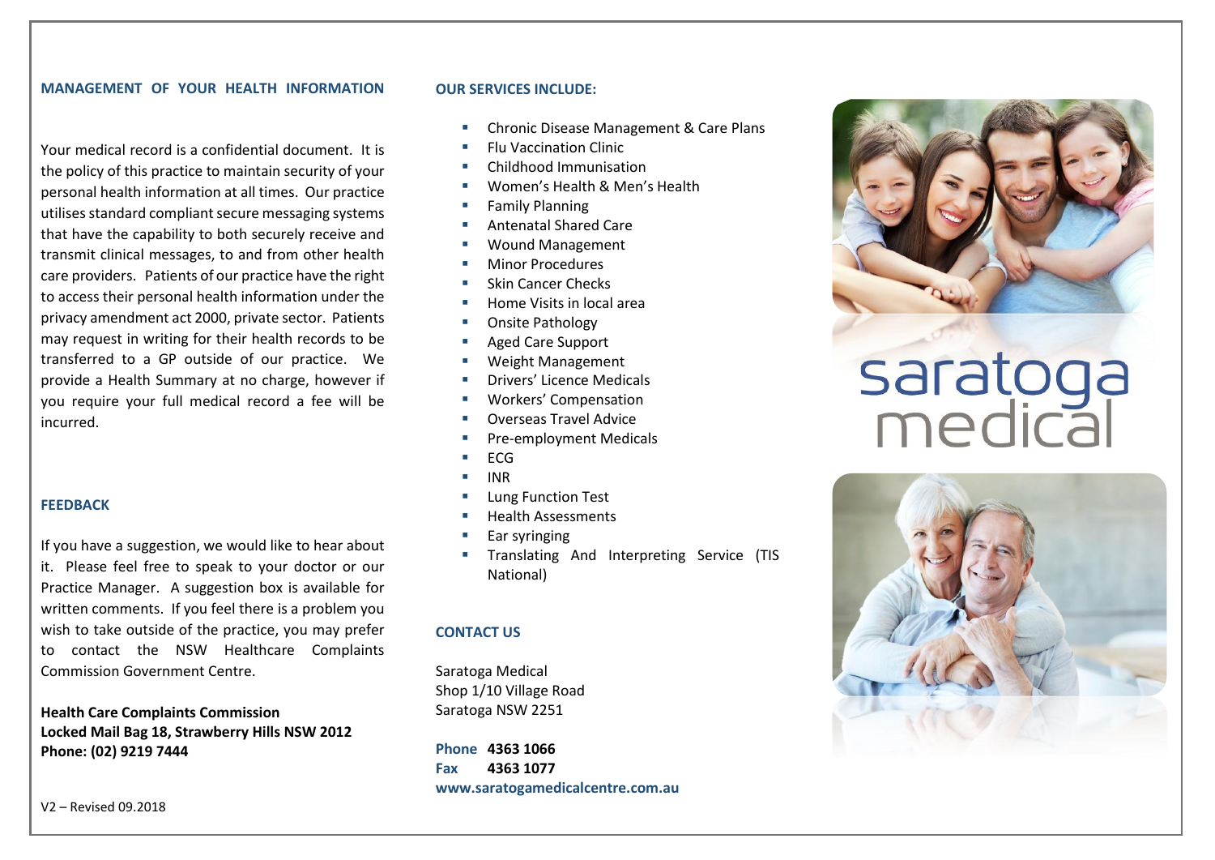## MANAGEMENT OF YOUR HEALTH INFORMATION

Your medical record is a confidential document. It is the policy of this practice to maintain security of your personal health information at all times. Our practice utilises standard compliant secure messaging systems that have the capability to both securely receive and transmit clinical messages, to and from other health care providers. Patients of our practice have the right to access their personal health information under the privacy amendment act 2000, private sector. Patients may request in writing for their health records to be transferred to a GP outside of our practice. We provide a Health Summary at no charge, however if you require your full medical record a fee will be incurred.

## FEEDBACK

If you have a suggestion, we would like to hear about it. Please feel free to speak to your doctor or our Practice Manager. A suggestion box is available for written comments. If you feel there is a problem you wish to take outside of the practice, you may prefer to contact the NSW Healthcare Complaints Commission Government Centre.

**Health Care Complaints Commission**
**Locked Mail Bag 18, Strawberry Hills NSW 2012**
**Phone: (02) 9219 7444**

V2 – Revised 09.2018

## OUR SERVICES INCLUDE:

- Chronic Disease Management & Care Plans
- Flu Vaccination Clinic
- Childhood Immunisation
- Women's Health & Men's Health
- Family Planning
- Antenatal Shared Care
- Wound Management
- Minor Procedures
- Skin Cancer Checks
- Home Visits in local area
- Onsite Pathology
- Aged Care Support
- Weight Management
- Drivers' Licence Medicals
- Workers' Compensation
- Overseas Travel Advice
- Pre-employment Medicals
- ECG
- INR
- Lung Function Test
- Health Assessments
- Ear syringing
- Translating And Interpreting Service (TIS National)

## CONTACT US

Saratoga Medical
Shop 1/10 Village Road
Saratoga NSW 2251

**Phone 4363 1066**
**Fax 4363 1077**
**www.saratogamedicalcentre.com.au**

# saratoga medical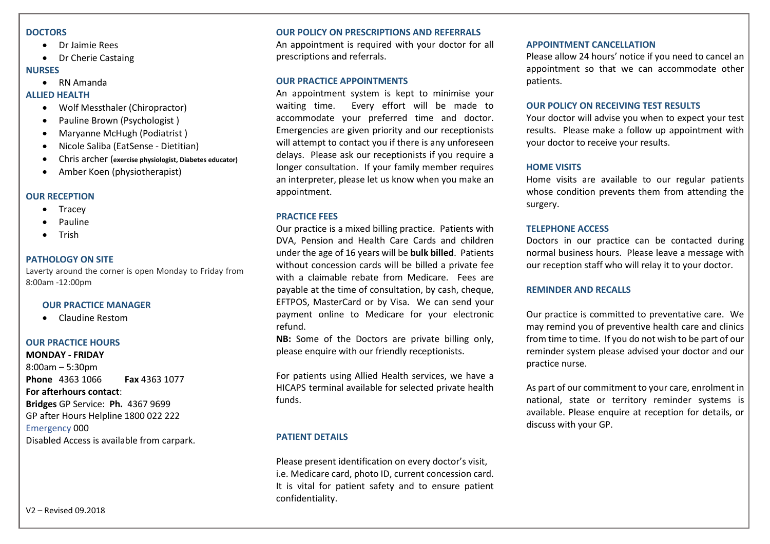## DOCTORS

- Dr Jaimie Rees
- Dr Cherie Castaing

## NURSES

- RN Amanda

## ALLIED HEALTH

- Wolf Messthaler (Chiropractor)
- Pauline Brown (Psychologist )
- Maryanne McHugh (Podiatrist )
- Nicole Saliba (EatSense - Dietitian)
- Chris archer (exercise physiologist, Diabetes educator)
- Amber Koen (physiotherapist)

## OUR RECEPTION

- Tracey
- Pauline
- Trish

## PATHOLOGY ON SITE

Laverty around the corner is open Monday to Friday from 8:00am -12:00pm

## OUR PRACTICE MANAGER

- Claudine Restom

## OUR PRACTICE HOURS

**MONDAY - FRIDAY**
8:00am – 5:30pm
**Phone** 4363 1066 **Fax** 4363 1077
**For afterhours contact**:
**Bridges** GP Service: **Ph.** 4367 9699
GP after Hours Helpline 1800 022 222
Emergency 000
Disabled Access is available from carpark.

V2 – Revised 09.2018

## OUR POLICY ON PRESCRIPTIONS AND REFERRALS

An appointment is required with your doctor for all prescriptions and referrals.

## OUR PRACTICE APPOINTMENTS

An appointment system is kept to minimise your waiting time. Every effort will be made to accommodate your preferred time and doctor. Emergencies are given priority and our receptionists will attempt to contact you if there is any unforeseen delays. Please ask our receptionists if you require a longer consultation. If your family member requires an interpreter, please let us know when you make an appointment.

## PRACTICE FEES

Our practice is a mixed billing practice. Patients with DVA, Pension and Health Care Cards and children under the age of 16 years will be **bulk billed**. Patients without concession cards will be billed a private fee with a claimable rebate from Medicare. Fees are payable at the time of consultation, by cash, cheque, EFTPOS, MasterCard or by Visa. We can send your payment online to Medicare for your electronic refund.

**NB:** Some of the Doctors are private billing only, please enquire with our friendly receptionists.

For patients using Allied Health services, we have a HICAPS terminal available for selected private health funds.

## PATIENT DETAILS

Please present identification on every doctor's visit, i.e. Medicare card, photo ID, current concession card. It is vital for patient safety and to ensure patient confidentiality.

## APPOINTMENT CANCELLATION

Please allow 24 hours' notice if you need to cancel an appointment so that we can accommodate other patients.

## OUR POLICY ON RECEIVING TEST RESULTS

Your doctor will advise you when to expect your test results. Please make a follow up appointment with your doctor to receive your results.

## HOME VISITS

Home visits are available to our regular patients whose condition prevents them from attending the surgery.

## TELEPHONE ACCESS

Doctors in our practice can be contacted during normal business hours. Please leave a message with our reception staff who will relay it to your doctor.

## REMINDER AND RECALLS

Our practice is committed to preventative care. We may remind you of preventive health care and clinics from time to time. If you do not wish to be part of our reminder system please advised your doctor and our practice nurse.

As part of our commitment to your care, enrolment in national, state or territory reminder systems is available. Please enquire at reception for details, or discuss with your GP.